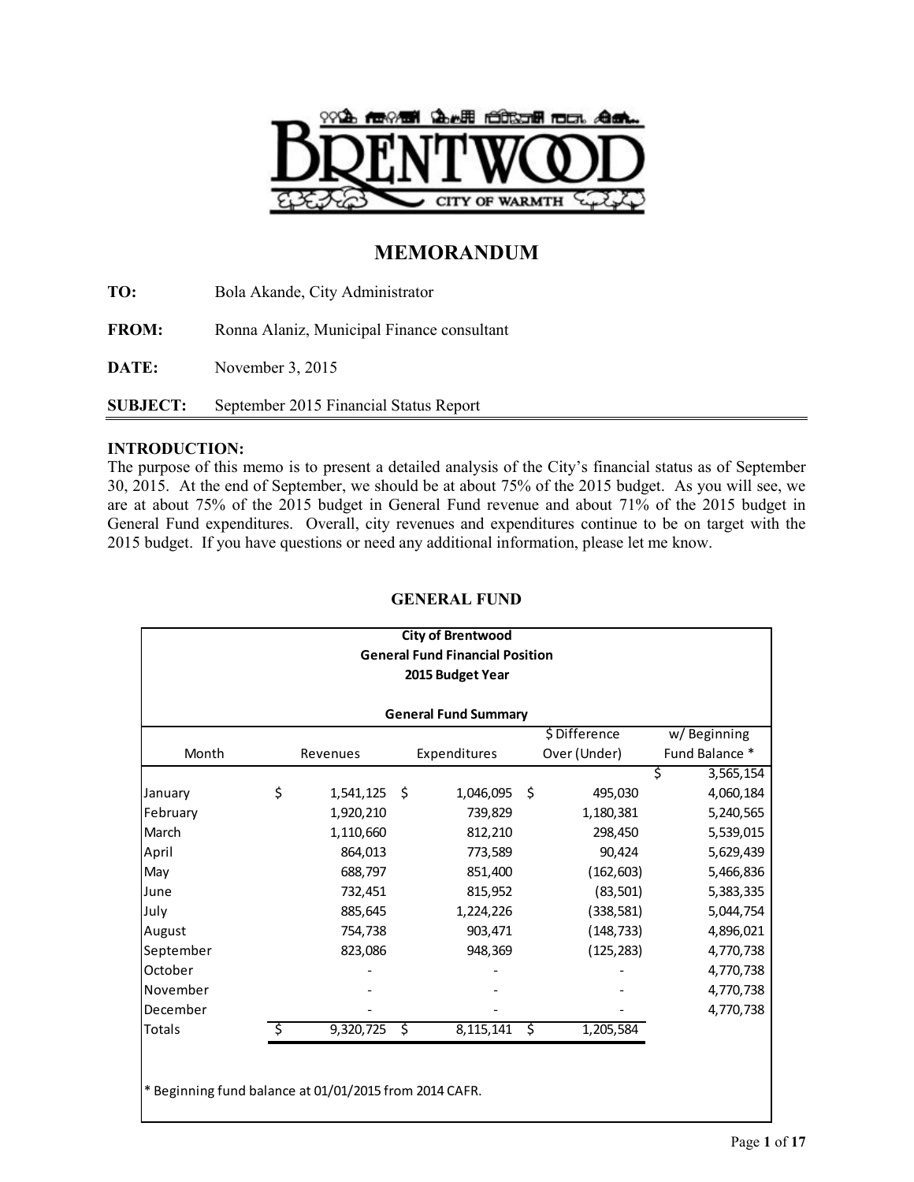# MEMORANDUM

**TO:** Bola Akande, City Administrator

**FROM:** Ronna Alaniz, Municipal Finance consultant

**DATE:** November 3, 2015

**SUBJECT:** September 2015 Financial Status Report

**INTRODUCTION:**
The purpose of this memo is to present a detailed analysis of the City's financial status as of September 30, 2015. At the end of September, we should be at about 75% of the 2015 budget. As you will see, we are at about 75% of the 2015 budget in General Fund revenue and about 71% of the 2015 budget in General Fund expenditures. Overall, city revenues and expenditures continue to be on target with the 2015 budget. If you have questions or need any additional information, please let me know.

## GENERAL FUND

**City of Brentwood**
**General Fund Financial Position**
**2015 Budget Year**

**General Fund Summary**

| Month | Revenues | Expenditures | $ Difference Over (Under) | w/ Beginning Fund Balance * |
|---|---|---|---|---|
| | | | | $ 3,565,154 |
| January | $ 1,541,125 | $ 1,046,095 | $ 495,030 | 4,060,184 |
| February | 1,920,210 | 739,829 | 1,180,381 | 5,240,565 |
| March | 1,110,660 | 812,210 | 298,450 | 5,539,015 |
| April | 864,013 | 773,589 | 90,424 | 5,629,439 |
| May | 688,797 | 851,400 | (162,603) | 5,466,836 |
| June | 732,451 | 815,952 | (83,501) | 5,383,335 |
| July | 885,645 | 1,224,226 | (338,581) | 5,044,754 |
| August | 754,738 | 903,471 | (148,733) | 4,896,021 |
| September | 823,086 | 948,369 | (125,283) | 4,770,738 |
| October | - | - | - | 4,770,738 |
| November | - | - | - | 4,770,738 |
| December | - | - | - | 4,770,738 |
| Totals | $ 9,320,725 | $ 8,115,141 | $ 1,205,584 | |

\* Beginning fund balance at 01/01/2015 from 2014 CAFR.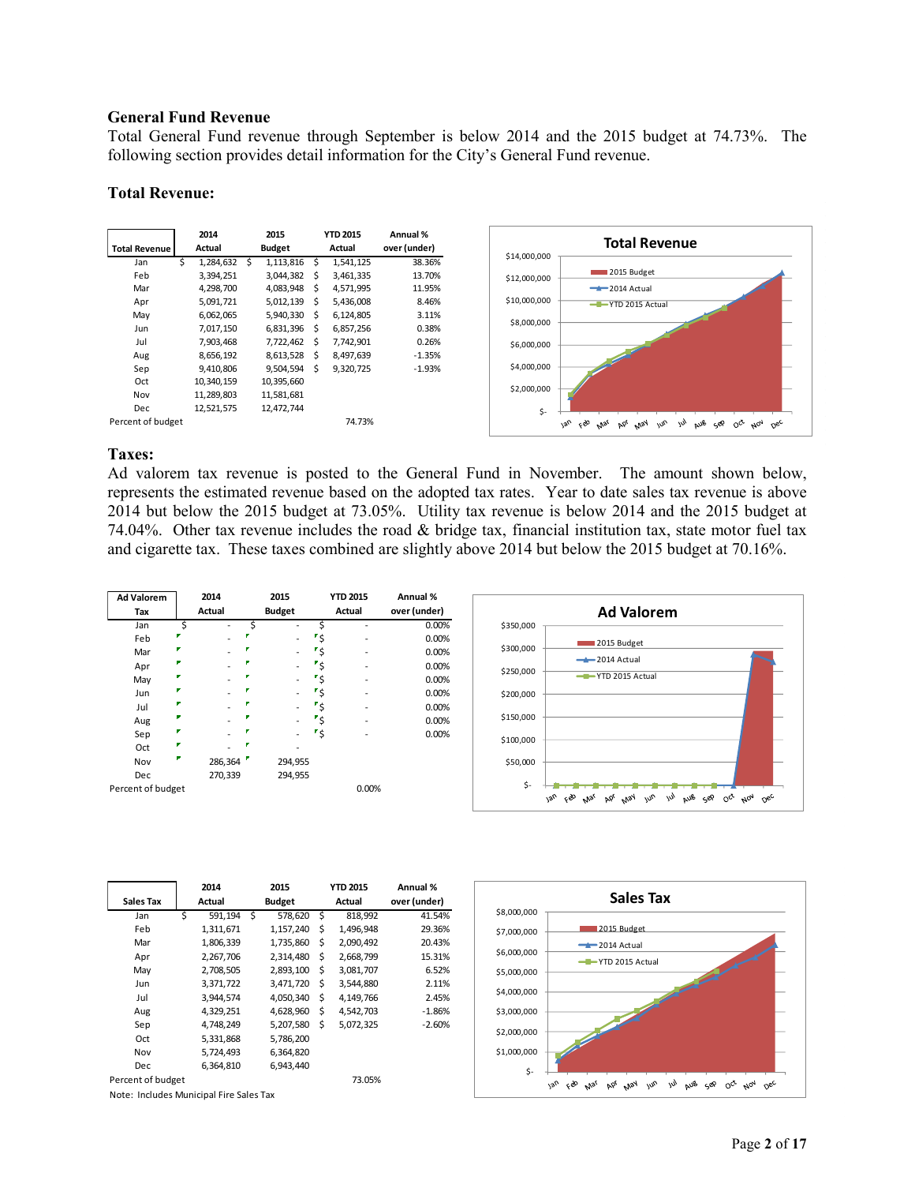## General Fund Revenue

Total General Fund revenue through September is below 2014 and the 2015 budget at 74.73%. The following section provides detail information for the City's General Fund revenue.

### Total Revenue:

| Total Revenue | 2014 Actual | 2015 Budget | YTD 2015 Actual | Annual % over (under) |
|---|---|---|---|---|
| Jan | $ 1,284,632 | $ 1,113,816 | $ 1,541,125 | 38.36% |
| Feb | 3,394,251 | 3,044,382 | $ 3,461,335 | 13.70% |
| Mar | 4,298,700 | 4,083,948 | $ 4,571,995 | 11.95% |
| Apr | 5,091,721 | 5,012,139 | $ 5,436,008 | 8.46% |
| May | 6,062,065 | 5,940,330 | $ 6,124,805 | 3.11% |
| Jun | 7,017,150 | 6,831,396 | $ 6,857,256 | 0.38% |
| Jul | 7,903,468 | 7,722,462 | $ 7,742,901 | 0.26% |
| Aug | 8,656,192 | 8,613,528 | $ 8,497,639 | -1.35% |
| Sep | 9,410,806 | 9,504,594 | $ 9,320,725 | -1.93% |
| Oct | 10,340,159 | 10,395,660 | | |
| Nov | 11,289,803 | 11,581,681 | | |
| Dec | 12,521,575 | 12,472,744 | | |
| Percent of budget | | | 74.73% | |

### Taxes:

Ad valorem tax revenue is posted to the General Fund in November. The amount shown below, represents the estimated revenue based on the adopted tax rates. Year to date sales tax revenue is above 2014 but below the 2015 budget at 73.05%. Utility tax revenue is below 2014 and the 2015 budget at 74.04%. Other tax revenue includes the road & bridge tax, financial institution tax, state motor fuel tax and cigarette tax. These taxes combined are slightly above 2014 but below the 2015 budget at 70.16%.

| Ad Valorem Tax | 2014 Actual | 2015 Budget | YTD 2015 Actual | Annual % over (under) |
|---|---|---|---|---|
| Jan | $ - | $ - | $ - | 0.00% |
| Feb | - | - | $ - | 0.00% |
| Mar | - | - | $ - | 0.00% |
| Apr | - | - | $ - | 0.00% |
| May | - | - | $ - | 0.00% |
| Jun | - | - | $ - | 0.00% |
| Jul | - | - | $ - | 0.00% |
| Aug | - | - | $ - | 0.00% |
| Sep | - | - | $ - | 0.00% |
| Oct | - | - | | |
| Nov | 286,364 | 294,955 | | |
| Dec | 270,339 | 294,955 | | |
| Percent of budget | | | 0.00% | |

| Sales Tax | 2014 Actual | 2015 Budget | YTD 2015 Actual | Annual % over (under) |
|---|---|---|---|---|
| Jan | $ 591,194 | $ 578,620 | $ 818,992 | 41.54% |
| Feb | 1,311,671 | 1,157,240 | $ 1,496,948 | 29.36% |
| Mar | 1,806,339 | 1,735,860 | $ 2,090,492 | 20.43% |
| Apr | 2,267,706 | 2,314,480 | $ 2,668,799 | 15.31% |
| May | 2,708,505 | 2,893,100 | $ 3,081,707 | 6.52% |
| Jun | 3,371,722 | 3,471,720 | $ 3,544,880 | 2.11% |
| Jul | 3,944,574 | 4,050,340 | $ 4,149,766 | 2.45% |
| Aug | 4,329,251 | 4,628,960 | $ 4,542,703 | -1.86% |
| Sep | 4,748,249 | 5,207,580 | $ 5,072,325 | -2.60% |
| Oct | 5,331,868 | 5,786,200 | | |
| Nov | 5,724,493 | 6,364,820 | | |
| Dec | 6,364,810 | 6,943,440 | | |
| Percent of budget | | | 73.05% | |

Note: Includes Municipal Fire Sales Tax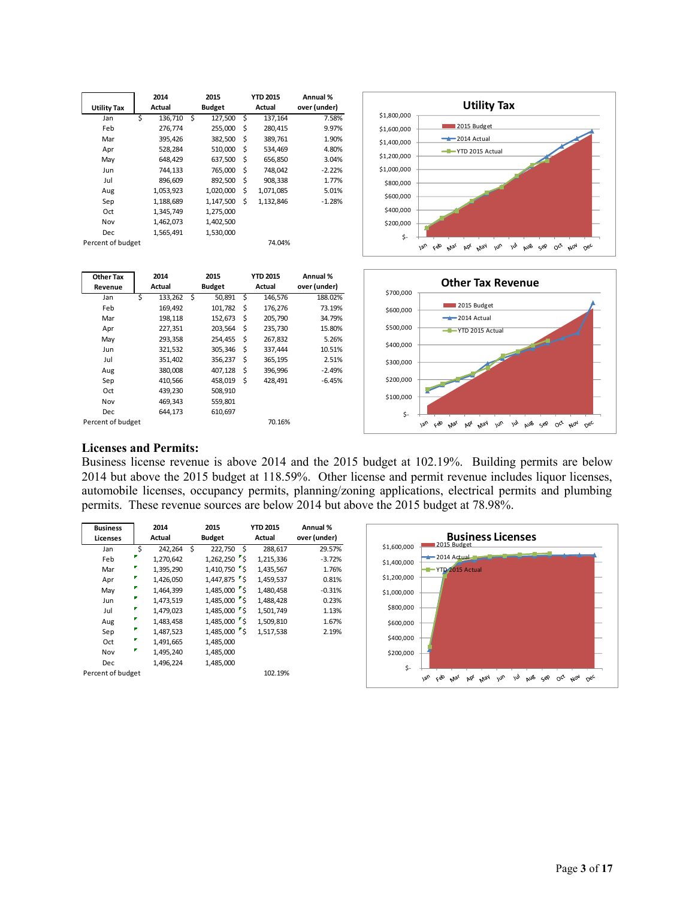| Utility Tax | 2014 Actual | 2015 Budget | YTD 2015 Actual | Annual % over (under) |
|---|---|---|---|---|
| Jan | $ 136,710 | $ 127,500 | $ 137,164 | 7.58% |
| Feb | 276,774 | 255,000 | $ 280,415 | 9.97% |
| Mar | 395,426 | 382,500 | $ 389,761 | 1.90% |
| Apr | 528,284 | 510,000 | $ 534,469 | 4.80% |
| May | 648,429 | 637,500 | $ 656,850 | 3.04% |
| Jun | 744,133 | 765,000 | $ 748,042 | -2.22% |
| Jul | 896,609 | 892,500 | $ 908,338 | 1.77% |
| Aug | 1,053,923 | 1,020,000 | $ 1,071,085 | 5.01% |
| Sep | 1,188,689 | 1,147,500 | $ 1,132,846 | -1.28% |
| Oct | 1,345,749 | 1,275,000 | | |
| Nov | 1,462,073 | 1,402,500 | | |
| Dec | 1,565,491 | 1,530,000 | | |
| Percent of budget | | | 74.04% | |

| Other Tax Revenue | 2014 Actual | 2015 Budget | YTD 2015 Actual | Annual % over (under) |
|---|---|---|---|---|
| Jan | $ 133,262 | $ 50,891 | $ 146,576 | 188.02% |
| Feb | 169,492 | 101,782 | $ 176,276 | 73.19% |
| Mar | 198,118 | 152,673 | $ 205,790 | 34.79% |
| Apr | 227,351 | 203,564 | $ 235,730 | 15.80% |
| May | 293,358 | 254,455 | $ 267,832 | 5.26% |
| Jun | 321,532 | 305,346 | $ 337,444 | 10.51% |
| Jul | 351,402 | 356,237 | $ 365,195 | 2.51% |
| Aug | 380,008 | 407,128 | $ 396,996 | -2.49% |
| Sep | 410,566 | 458,019 | $ 428,491 | -6.45% |
| Oct | 439,230 | 508,910 | | |
| Nov | 469,343 | 559,801 | | |
| Dec | 644,173 | 610,697 | | |
| Percent of budget | | | 70.16% | |

## Licenses and Permits:

Business license revenue is above 2014 and the 2015 budget at 102.19%. Building permits are below 2014 but above the 2015 budget at 118.59%. Other license and permit revenue includes liquor licenses, automobile licenses, occupancy permits, planning/zoning applications, electrical permits and plumbing permits. These revenue sources are below 2014 but above the 2015 budget at 78.98%.

| Business Licenses | 2014 Actual | 2015 Budget | YTD 2015 Actual | Annual % over (under) |
|---|---|---|---|---|
| Jan | $ 242,264 | $ 222,750 | $ 288,617 | 29.57% |
| Feb | 1,270,642 | 1,262,250 | $ 1,215,336 | -3.72% |
| Mar | 1,395,290 | 1,410,750 | $ 1,435,567 | 1.76% |
| Apr | 1,426,050 | 1,447,875 | $ 1,459,537 | 0.81% |
| May | 1,464,399 | 1,485,000 | $ 1,480,458 | -0.31% |
| Jun | 1,473,519 | 1,485,000 | $ 1,488,428 | 0.23% |
| Jul | 1,479,023 | 1,485,000 | $ 1,501,749 | 1.13% |
| Aug | 1,483,458 | 1,485,000 | $ 1,509,810 | 1.67% |
| Sep | 1,487,523 | 1,485,000 | $ 1,517,538 | 2.19% |
| Oct | 1,491,665 | 1,485,000 | | |
| Nov | 1,495,240 | 1,485,000 | | |
| Dec | 1,496,224 | 1,485,000 | | |
| Percent of budget | | | 102.19% | |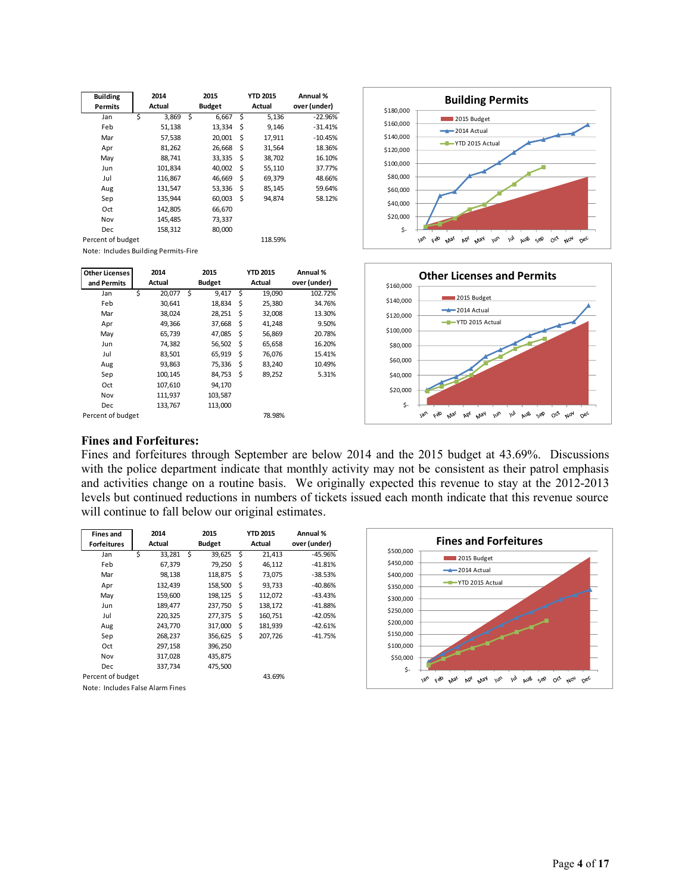| Building Permits | 2014 Actual | 2015 Budget | YTD 2015 Actual | Annual % over (under) |
|---|---|---|---|---|
| Jan | $ 3,869 | $ 6,667 | $ 5,136 | -22.96% |
| Feb | 51,138 | 13,334 | $ 9,146 | -31.41% |
| Mar | 57,538 | 20,001 | $ 17,911 | -10.45% |
| Apr | 81,262 | 26,668 | $ 31,564 | 18.36% |
| May | 88,741 | 33,335 | $ 38,702 | 16.10% |
| Jun | 101,834 | 40,002 | $ 55,110 | 37.77% |
| Jul | 116,867 | 46,669 | $ 69,379 | 48.66% |
| Aug | 131,547 | 53,336 | $ 85,145 | 59.64% |
| Sep | 135,944 | 60,003 | $ 94,874 | 58.12% |
| Oct | 142,805 | 66,670 | | |
| Nov | 145,485 | 73,337 | | |
| Dec | 158,312 | 80,000 | | |
| Percent of budget | | | 118.59% | |

Note: Includes Building Permits-Fire

| Other Licenses and Permits | 2014 Actual | 2015 Budget | YTD 2015 Actual | Annual % over (under) |
|---|---|---|---|---|
| Jan | $ 20,077 | $ 9,417 | $ 19,090 | 102.72% |
| Feb | 30,641 | 18,834 | $ 25,380 | 34.76% |
| Mar | 38,024 | 28,251 | $ 32,008 | 13.30% |
| Apr | 49,366 | 37,668 | $ 41,248 | 9.50% |
| May | 65,739 | 47,085 | $ 56,869 | 20.78% |
| Jun | 74,382 | 56,502 | $ 65,658 | 16.20% |
| Jul | 83,501 | 65,919 | $ 76,076 | 15.41% |
| Aug | 93,863 | 75,336 | $ 83,240 | 10.49% |
| Sep | 100,145 | 84,753 | $ 89,252 | 5.31% |
| Oct | 107,610 | 94,170 | | |
| Nov | 111,937 | 103,587 | | |
| Dec | 133,767 | 113,000 | | |
| Percent of budget | | | 78.98% | |

## Fines and Forfeitures:

Fines and forfeitures through September are below 2014 and the 2015 budget at 43.69%. Discussions with the police department indicate that monthly activity may not be consistent as their patrol emphasis and activities change on a routine basis. We originally expected this revenue to stay at the 2012-2013 levels but continued reductions in numbers of tickets issued each month indicate that this revenue source will continue to fall below our original estimates.

| Fines and Forfeitures | 2014 Actual | 2015 Budget | YTD 2015 Actual | Annual % over (under) |
|---|---|---|---|---|
| Jan | $ 33,281 | $ 39,625 | $ 21,413 | -45.96% |
| Feb | 67,379 | 79,250 | $ 46,112 | -41.81% |
| Mar | 98,138 | 118,875 | $ 73,075 | -38.53% |
| Apr | 132,439 | 158,500 | $ 93,733 | -40.86% |
| May | 159,600 | 198,125 | $ 112,072 | -43.43% |
| Jun | 189,477 | 237,750 | $ 138,172 | -41.88% |
| Jul | 220,325 | 277,375 | $ 160,751 | -42.05% |
| Aug | 243,770 | 317,000 | $ 181,939 | -42.61% |
| Sep | 268,237 | 356,625 | $ 207,726 | -41.75% |
| Oct | 297,158 | 396,250 | | |
| Nov | 317,028 | 435,875 | | |
| Dec | 337,734 | 475,500 | | |
| Percent of budget | | | 43.69% | |

Note: Includes False Alarm Fines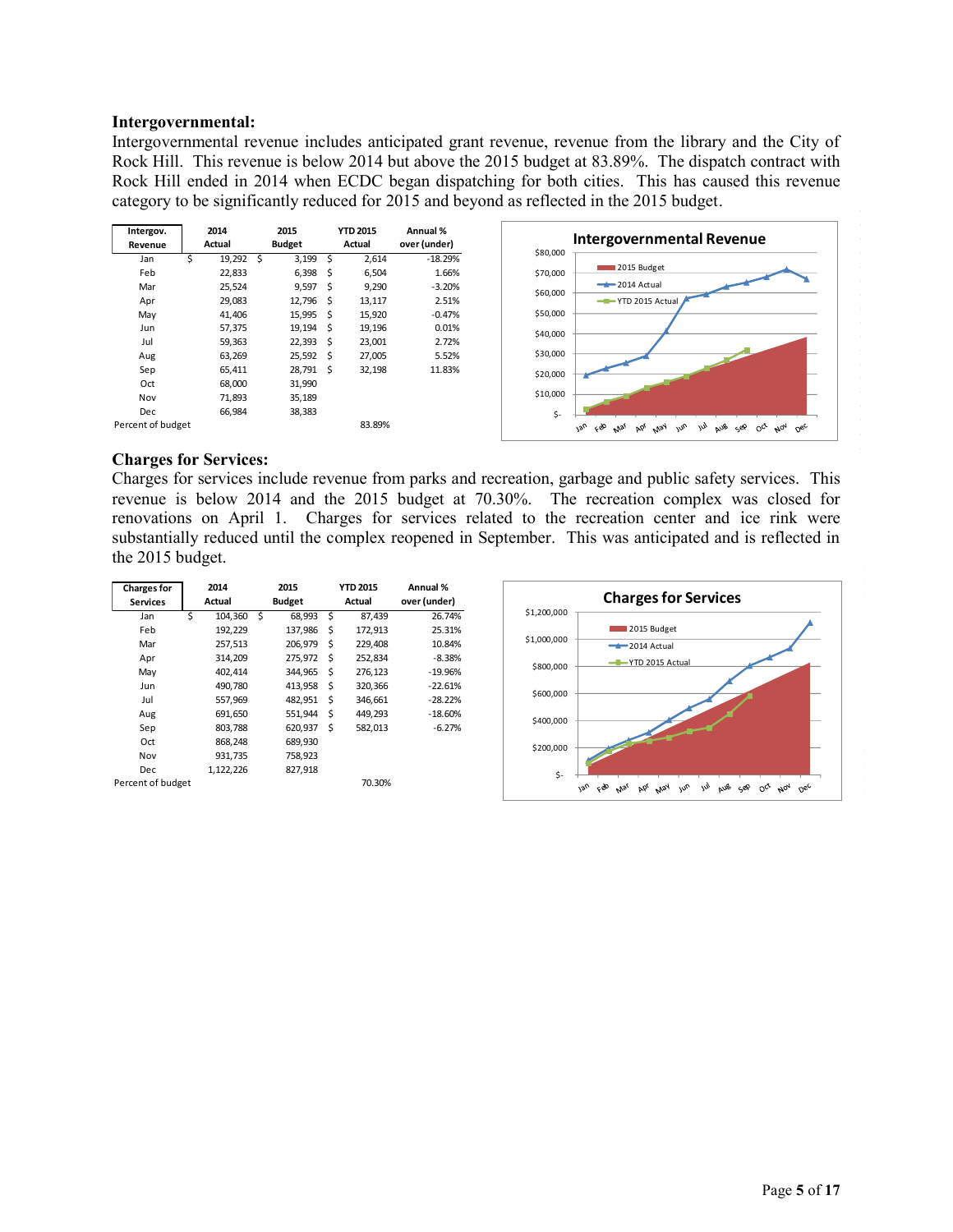## Intergovernmental:

Intergovernmental revenue includes anticipated grant revenue, revenue from the library and the City of Rock Hill. This revenue is below 2014 but above the 2015 budget at 83.89%. The dispatch contract with Rock Hill ended in 2014 when ECDC began dispatching for both cities. This has caused this revenue category to be significantly reduced for 2015 and beyond as reflected in the 2015 budget.

| Intergov. Revenue | 2014 Actual | 2015 Budget | YTD 2015 Actual | Annual % over (under) |
|---|---|---|---|---|
| Jan | $ 19,292 | $ 3,199 | $ 2,614 | -18.29% |
| Feb | 22,833 | 6,398 | $ 6,504 | 1.66% |
| Mar | 25,524 | 9,597 | $ 9,290 | -3.20% |
| Apr | 29,083 | 12,796 | $ 13,117 | 2.51% |
| May | 41,406 | 15,995 | $ 15,920 | -0.47% |
| Jun | 57,375 | 19,194 | $ 19,196 | 0.01% |
| Jul | 59,363 | 22,393 | $ 23,001 | 2.72% |
| Aug | 63,269 | 25,592 | $ 27,005 | 5.52% |
| Sep | 65,411 | 28,791 | $ 32,198 | 11.83% |
| Oct | 68,000 | 31,990 | | |
| Nov | 71,893 | 35,189 | | |
| Dec | 66,984 | 38,383 | | |
| Percent of budget | | | 83.89% | |

## Charges for Services:

Charges for services include revenue from parks and recreation, garbage and public safety services. This revenue is below 2014 and the 2015 budget at 70.30%. The recreation complex was closed for renovations on April 1. Charges for services related to the recreation center and ice rink were substantially reduced until the complex reopened in September. This was anticipated and is reflected in the 2015 budget.

| Charges for Services | 2014 Actual | 2015 Budget | YTD 2015 Actual | Annual % over (under) |
|---|---|---|---|---|
| Jan | $ 104,360 | $ 68,993 | $ 87,439 | 26.74% |
| Feb | 192,229 | 137,986 | $ 172,913 | 25.31% |
| Mar | 257,513 | 206,979 | $ 229,408 | 10.84% |
| Apr | 314,209 | 275,972 | $ 252,834 | -8.38% |
| May | 402,414 | 344,965 | $ 276,123 | -19.96% |
| Jun | 490,780 | 413,958 | $ 320,366 | -22.61% |
| Jul | 557,969 | 482,951 | $ 346,661 | -28.22% |
| Aug | 691,650 | 551,944 | $ 449,293 | -18.60% |
| Sep | 803,788 | 620,937 | $ 582,013 | -6.27% |
| Oct | 868,248 | 689,930 | | |
| Nov | 931,735 | 758,923 | | |
| Dec | 1,122,226 | 827,918 | | |
| Percent of budget | | | 70.30% | |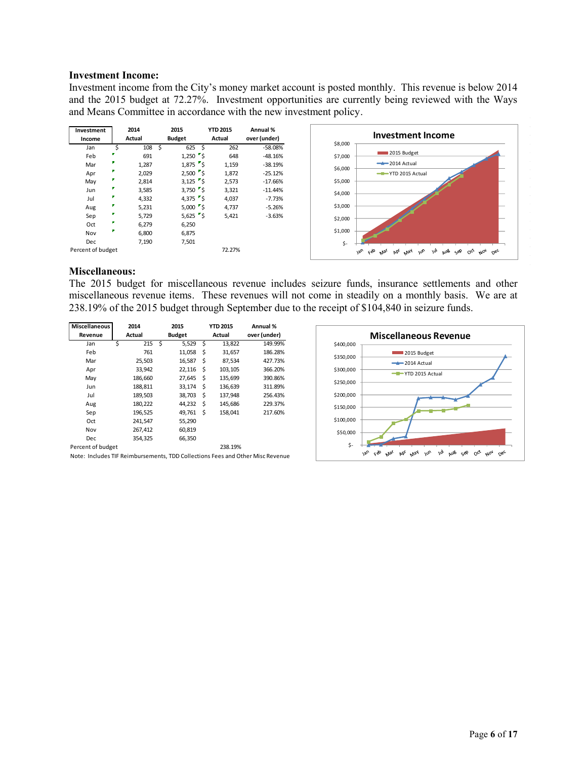**Investment Income:**

Investment income from the City's money market account is posted monthly. This revenue is below 2014 and the 2015 budget at 72.27%. Investment opportunities are currently being reviewed with the Ways and Means Committee in accordance with the new investment policy.

| Investment Income | 2014 Actual | 2015 Budget | YTD 2015 Actual | Annual % over (under) |
|---|---|---|---|---|
| Jan | $ 108 | $ 625 | $ 262 | -58.08% |
| Feb | 691 | 1,250 | $ 648 | -48.16% |
| Mar | 1,287 | 1,875 | $ 1,159 | -38.19% |
| Apr | 2,029 | 2,500 | $ 1,872 | -25.12% |
| May | 2,814 | 3,125 | $ 2,573 | -17.66% |
| Jun | 3,585 | 3,750 | $ 3,321 | -11.44% |
| Jul | 4,332 | 4,375 | $ 4,037 | -7.73% |
| Aug | 5,231 | 5,000 | $ 4,737 | -5.26% |
| Sep | 5,729 | 5,625 | $ 5,421 | -3.63% |
| Oct | 6,279 | 6,250 | | |
| Nov | 6,800 | 6,875 | | |
| Dec | 7,190 | 7,501 | | |
| Percent of budget | | | 72.27% | |

**Miscellaneous:**

The 2015 budget for miscellaneous revenue includes seizure funds, insurance settlements and other miscellaneous revenue items. These revenues will not come in steadily on a monthly basis. We are at 238.19% of the 2015 budget through September due to the receipt of $104,840 in seizure funds.

| Miscellaneous Revenue | 2014 Actual | 2015 Budget | YTD 2015 Actual | Annual % over (under) |
|---|---|---|---|---|
| Jan | $ 215 | $ 5,529 | $ 13,822 | 149.99% |
| Feb | 761 | 11,058 | $ 31,657 | 186.28% |
| Mar | 25,503 | 16,587 | $ 87,534 | 427.73% |
| Apr | 33,942 | 22,116 | $ 103,105 | 366.20% |
| May | 186,660 | 27,645 | $ 135,699 | 390.86% |
| Jun | 188,811 | 33,174 | $ 136,639 | 311.89% |
| Jul | 189,503 | 38,703 | $ 137,948 | 256.43% |
| Aug | 180,222 | 44,232 | $ 145,686 | 229.37% |
| Sep | 196,525 | 49,761 | $ 158,041 | 217.60% |
| Oct | 241,547 | 55,290 | | |
| Nov | 267,412 | 60,819 | | |
| Dec | 354,325 | 66,350 | | |
| Percent of budget | | | 238.19% | |

Note: Includes TIF Reimbursements, TDD Collections Fees and Other Misc Revenue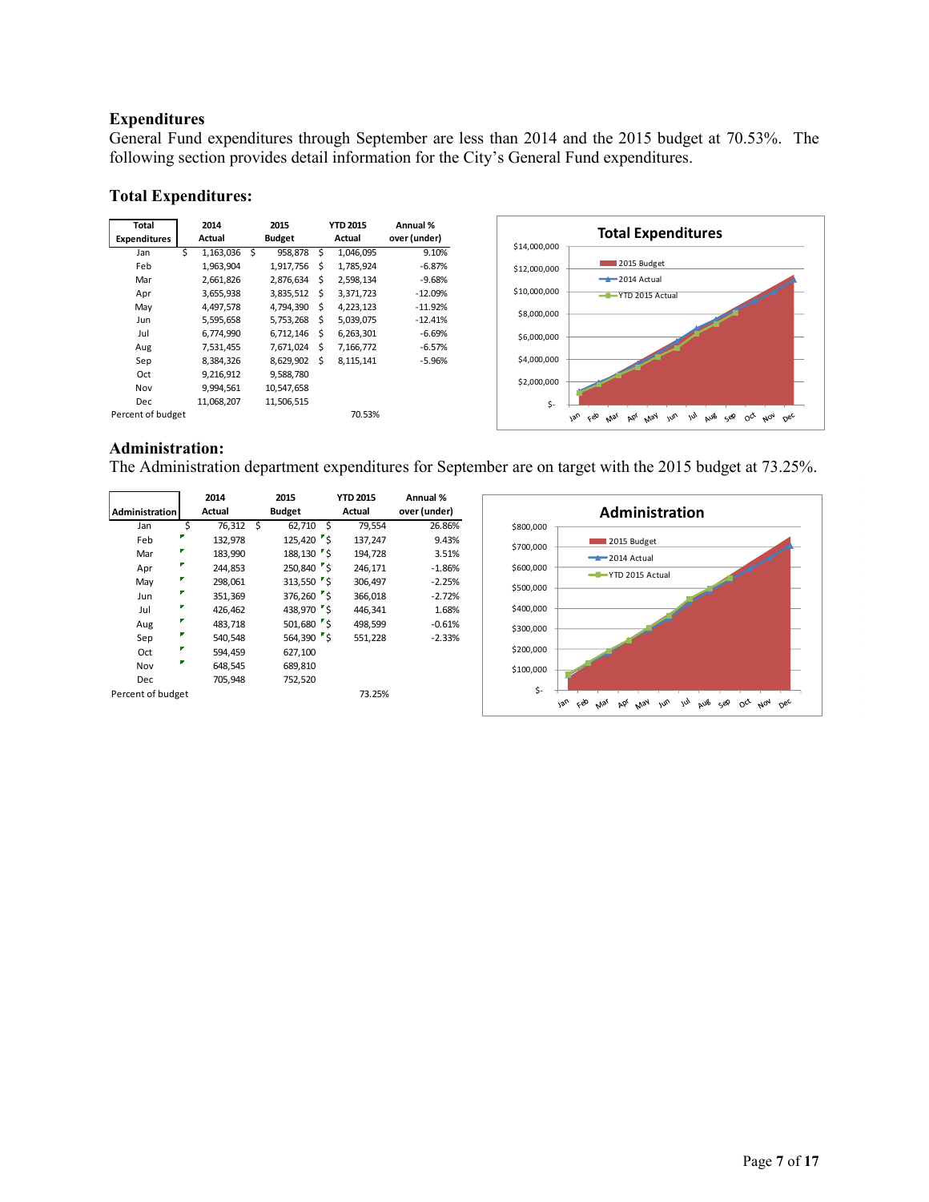## Expenditures

General Fund expenditures through September are less than 2014 and the 2015 budget at 70.53%. The following section provides detail information for the City's General Fund expenditures.

### Total Expenditures:

| Total Expenditures | 2014 Actual | 2015 Budget | YTD 2015 Actual | Annual % over (under) |
|---|---|---|---|---|
| Jan | $ 1,163,036 | $ 958,878 | $ 1,046,095 | 9.10% |
| Feb | 1,963,904 | 1,917,756 | $ 1,785,924 | -6.87% |
| Mar | 2,661,826 | 2,876,634 | $ 2,598,134 | -9.68% |
| Apr | 3,655,938 | 3,835,512 | $ 3,371,723 | -12.09% |
| May | 4,497,578 | 4,794,390 | $ 4,223,123 | -11.92% |
| Jun | 5,595,658 | 5,753,268 | $ 5,039,075 | -12.41% |
| Jul | 6,774,990 | 6,712,146 | $ 6,263,301 | -6.69% |
| Aug | 7,531,455 | 7,671,024 | $ 7,166,772 | -6.57% |
| Sep | 8,384,326 | 8,629,902 | $ 8,115,141 | -5.96% |
| Oct | 9,216,912 | 9,588,780 | | |
| Nov | 9,994,561 | 10,547,658 | | |
| Dec | 11,068,207 | 11,506,515 | | |
| Percent of budget | | | 70.53% | |

### Administration:

The Administration department expenditures for September are on target with the 2015 budget at 73.25%.

| Administration | 2014 Actual | 2015 Budget | YTD 2015 Actual | Annual % over (under) |
|---|---|---|---|---|
| Jan | $ 76,312 | $ 62,710 | $ 79,554 | 26.86% |
| Feb | 132,978 | 125,420 | $ 137,247 | 9.43% |
| Mar | 183,990 | 188,130 | $ 194,728 | 3.51% |
| Apr | 244,853 | 250,840 | $ 246,171 | -1.86% |
| May | 298,061 | 313,550 | $ 306,497 | -2.25% |
| Jun | 351,369 | 376,260 | $ 366,018 | -2.72% |
| Jul | 426,462 | 438,970 | $ 446,341 | 1.68% |
| Aug | 483,718 | 501,680 | $ 498,599 | -0.61% |
| Sep | 540,548 | 564,390 | $ 551,228 | -2.33% |
| Oct | 594,459 | 627,100 | | |
| Nov | 648,545 | 689,810 | | |
| Dec | 705,948 | 752,520 | | |
| Percent of budget | | | 73.25% | |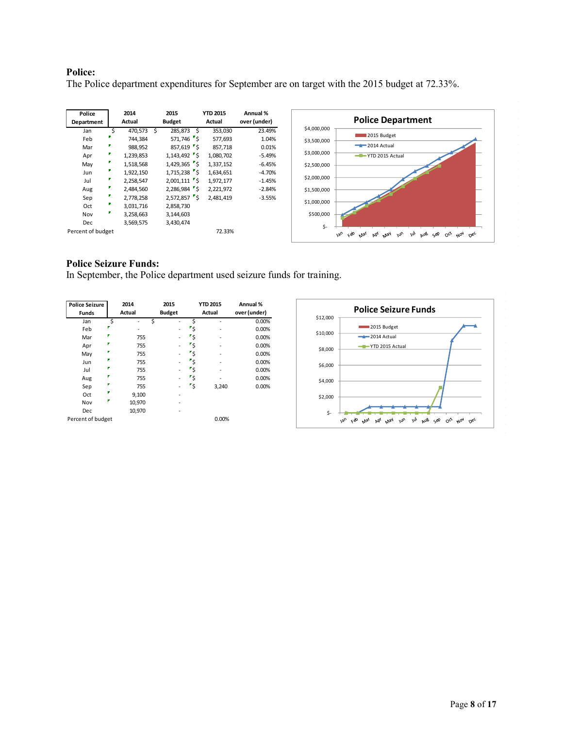## Police:

The Police department expenditures for September are on target with the 2015 budget at 72.33%.

| Police Department | 2014 Actual | 2015 Budget | YTD 2015 Actual | Annual % over (under) |
|---|---|---|---|---|
| Jan | $ 470,573 | $ 285,873 | $ 353,030 | 23.49% |
| Feb | 744,384 | 571,746 | $ 577,693 | 1.04% |
| Mar | 988,952 | 857,619 | $ 857,718 | 0.01% |
| Apr | 1,239,853 | 1,143,492 | $ 1,080,702 | -5.49% |
| May | 1,518,568 | 1,429,365 | $ 1,337,152 | -6.45% |
| Jun | 1,922,150 | 1,715,238 | $ 1,634,651 | -4.70% |
| Jul | 2,258,547 | 2,001,111 | $ 1,972,177 | -1.45% |
| Aug | 2,484,560 | 2,286,984 | $ 2,221,972 | -2.84% |
| Sep | 2,778,258 | 2,572,857 | $ 2,481,419 | -3.55% |
| Oct | 3,031,716 | 2,858,730 | | |
| Nov | 3,258,663 | 3,144,603 | | |
| Dec | 3,569,575 | 3,430,474 | | |
| Percent of budget | | | 72.33% | |

**Police Department**

(Chart legend: 2015 Budget; 2014 Actual; YTD 2015 Actual. Y-axis: $- to $4,000,000. X-axis: Jan–Dec)

## Police Seizure Funds:

In September, the Police department used seizure funds for training.

| Police Seizure Funds | 2014 Actual | 2015 Budget | YTD 2015 Actual | Annual % over (under) |
|---|---|---|---|---|
| Jan | $ - | $ - | $ - | 0.00% |
| Feb | - | - | $ - | 0.00% |
| Mar | 755 | - | $ - | 0.00% |
| Apr | 755 | - | $ - | 0.00% |
| May | 755 | - | $ - | 0.00% |
| Jun | 755 | - | $ - | 0.00% |
| Jul | 755 | - | $ - | 0.00% |
| Aug | 755 | - | $ - | 0.00% |
| Sep | 755 | - | $ 3,240 | 0.00% |
| Oct | 9,100 | - | | |
| Nov | 10,970 | - | | |
| Dec | 10,970 | - | | |
| Percent of budget | | | 0.00% | |

**Police Seizure Funds**

(Chart legend: 2015 Budget; 2014 Actual; YTD 2015 Actual. Y-axis: $- to $12,000. X-axis: Jan–Dec)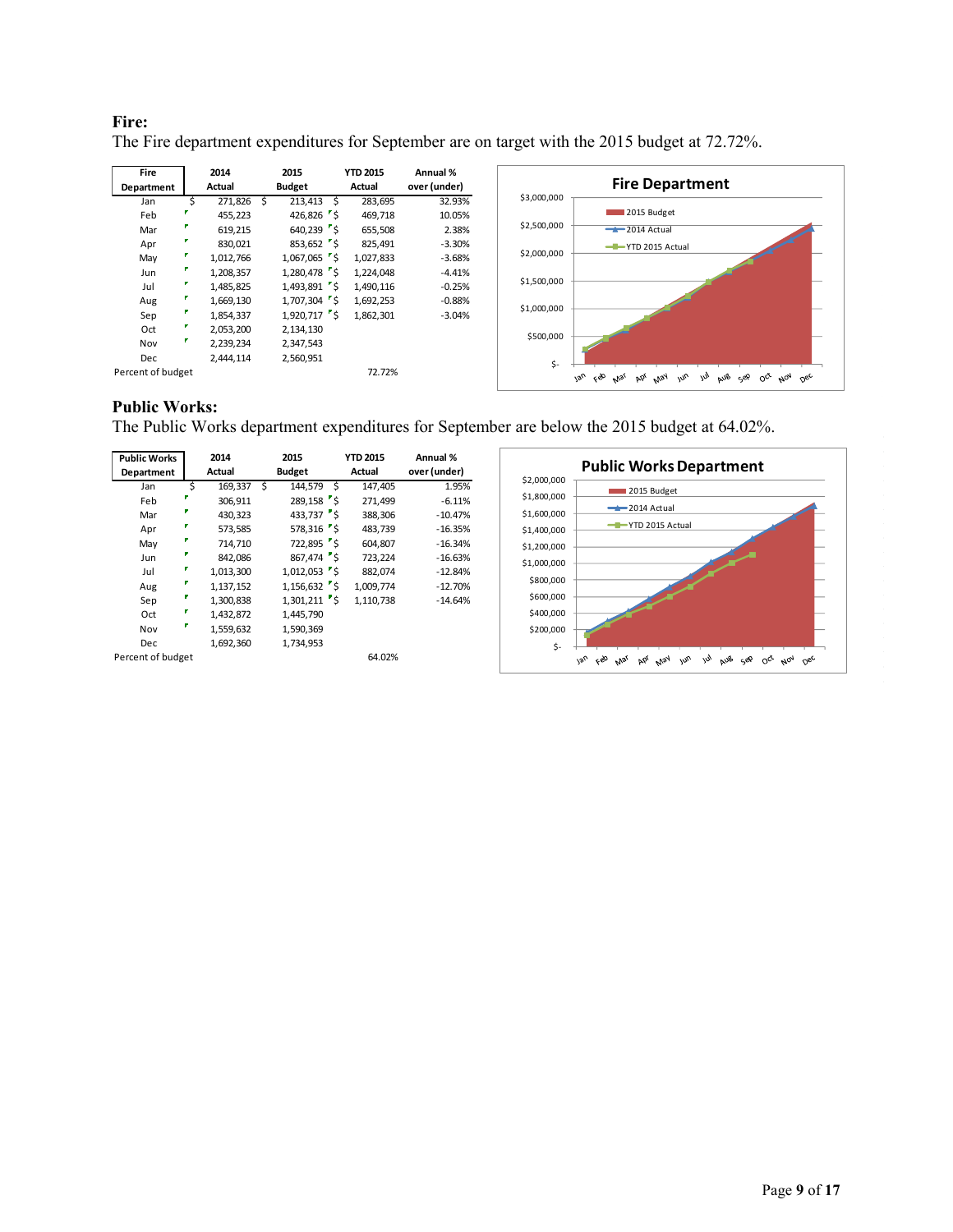## Fire:

The Fire department expenditures for September are on target with the 2015 budget at 72.72%.

| Fire Department | 2014 Actual | 2015 Budget | YTD 2015 Actual | Annual % over (under) |
|---|---|---|---|---|
| Jan | $ 271,826 | $ 213,413 | $ 283,695 | 32.93% |
| Feb | 455,223 | 426,826 | $ 469,718 | 10.05% |
| Mar | 619,215 | 640,239 | $ 655,508 | 2.38% |
| Apr | 830,021 | 853,652 | $ 825,491 | -3.30% |
| May | 1,012,766 | 1,067,065 | $ 1,027,833 | -3.68% |
| Jun | 1,208,357 | 1,280,478 | $ 1,224,048 | -4.41% |
| Jul | 1,485,825 | 1,493,891 | $ 1,490,116 | -0.25% |
| Aug | 1,669,130 | 1,707,304 | $ 1,692,253 | -0.88% |
| Sep | 1,854,337 | 1,920,717 | $ 1,862,301 | -3.04% |
| Oct | 2,053,200 | 2,134,130 | | |
| Nov | 2,239,234 | 2,347,543 | | |
| Dec | 2,444,114 | 2,560,951 | | |
| Percent of budget | | | 72.72% | |

**Fire Department**

(Chart: 2015 Budget, 2014 Actual, YTD 2015 Actual; y-axis $- to $3,000,000; x-axis Jan–Dec)

## Public Works:

The Public Works department expenditures for September are below the 2015 budget at 64.02%.

| Public Works Department | 2014 Actual | 2015 Budget | YTD 2015 Actual | Annual % over (under) |
|---|---|---|---|---|
| Jan | $ 169,337 | $ 144,579 | $ 147,405 | 1.95% |
| Feb | 306,911 | 289,158 | $ 271,499 | -6.11% |
| Mar | 430,323 | 433,737 | $ 388,306 | -10.47% |
| Apr | 573,585 | 578,316 | $ 483,739 | -16.35% |
| May | 714,710 | 722,895 | $ 604,807 | -16.34% |
| Jun | 842,086 | 867,474 | $ 723,224 | -16.63% |
| Jul | 1,013,300 | 1,012,053 | $ 882,074 | -12.84% |
| Aug | 1,137,152 | 1,156,632 | $ 1,009,774 | -12.70% |
| Sep | 1,300,838 | 1,301,211 | $ 1,110,738 | -14.64% |
| Oct | 1,432,872 | 1,445,790 | | |
| Nov | 1,559,632 | 1,590,369 | | |
| Dec | 1,692,360 | 1,734,953 | | |
| Percent of budget | | | 64.02% | |

**Public Works Department**

(Chart: 2015 Budget, 2014 Actual, YTD 2015 Actual; y-axis $- to $2,000,000; x-axis Jan–Dec)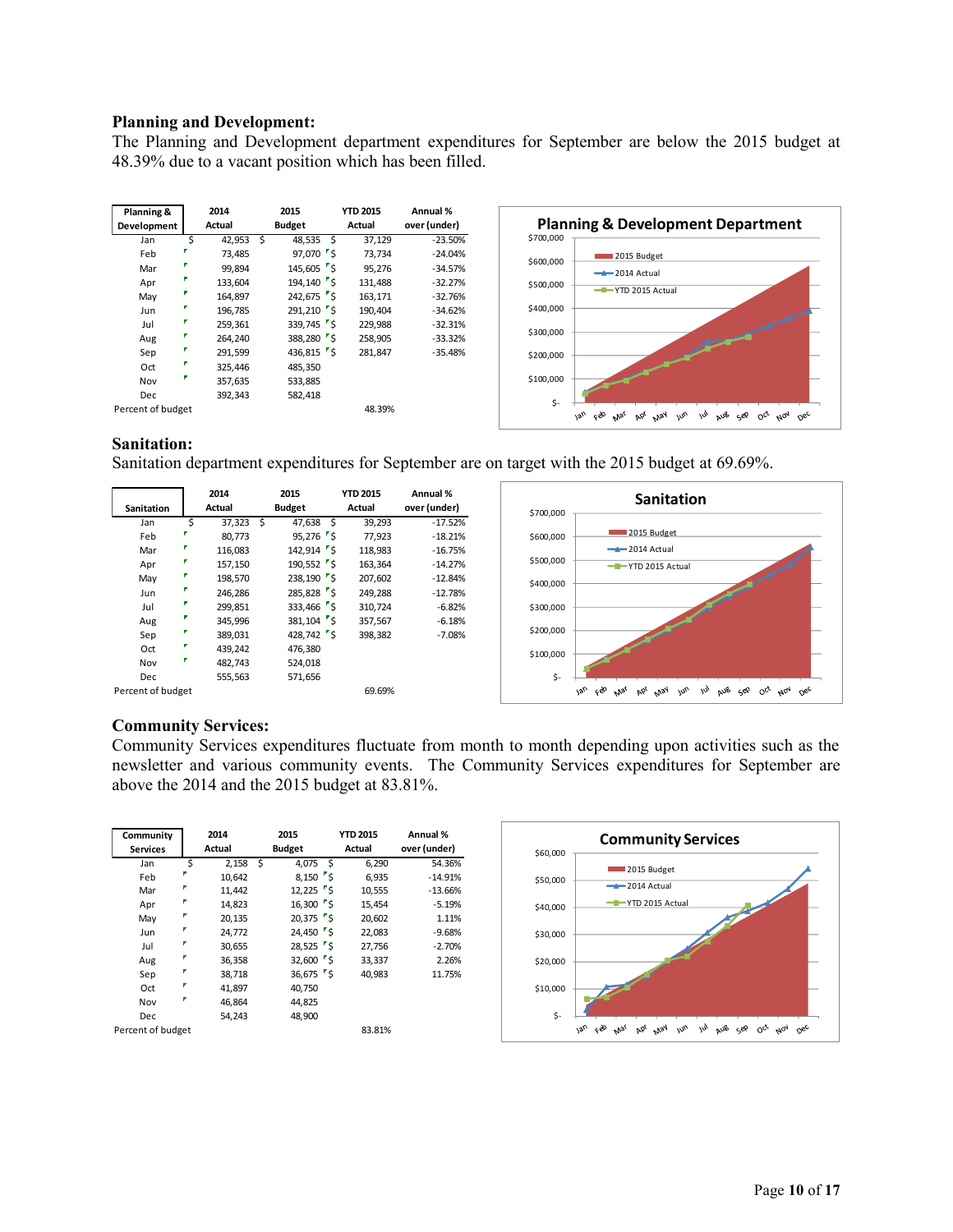## Planning and Development:

The Planning and Development department expenditures for September are below the 2015 budget at 48.39% due to a vacant position which has been filled.

| Planning & Development | 2014 Actual | 2015 Budget | YTD 2015 Actual | Annual % over (under) |
|---|---|---|---|---|
| Jan | $ 42,953 | $ 48,535 | $ 37,129 | -23.50% |
| Feb | 73,485 | 97,070 | $ 73,734 | -24.04% |
| Mar | 99,894 | 145,605 | $ 95,276 | -34.57% |
| Apr | 133,604 | 194,140 | $ 131,488 | -32.27% |
| May | 164,897 | 242,675 | $ 163,171 | -32.76% |
| Jun | 196,785 | 291,210 | $ 190,404 | -34.62% |
| Jul | 259,361 | 339,745 | $ 229,988 | -32.31% |
| Aug | 264,240 | 388,280 | $ 258,905 | -33.32% |
| Sep | 291,599 | 436,815 | $ 281,847 | -35.48% |
| Oct | 325,446 | 485,350 | | |
| Nov | 357,635 | 533,885 | | |
| Dec | 392,343 | 582,418 | | |
| Percent of budget | | | 48.39% | |

## Sanitation:

Sanitation department expenditures for September are on target with the 2015 budget at 69.69%.

| Sanitation | 2014 Actual | 2015 Budget | YTD 2015 Actual | Annual % over (under) |
|---|---|---|---|---|
| Jan | $ 37,323 | $ 47,638 | $ 39,293 | -17.52% |
| Feb | 80,773 | 95,276 | $ 77,923 | -18.21% |
| Mar | 116,083 | 142,914 | $ 118,983 | -16.75% |
| Apr | 157,150 | 190,552 | $ 163,364 | -14.27% |
| May | 198,570 | 238,190 | $ 207,602 | -12.84% |
| Jun | 246,286 | 285,828 | $ 249,288 | -12.78% |
| Jul | 299,851 | 333,466 | $ 310,724 | -6.82% |
| Aug | 345,996 | 381,104 | $ 357,567 | -6.18% |
| Sep | 389,031 | 428,742 | $ 398,382 | -7.08% |
| Oct | 439,242 | 476,380 | | |
| Nov | 482,743 | 524,018 | | |
| Dec | 555,563 | 571,656 | | |
| Percent of budget | | | 69.69% | |

## Community Services:

Community Services expenditures fluctuate from month to month depending upon activities such as the newsletter and various community events. The Community Services expenditures for September are above the 2014 and the 2015 budget at 83.81%.

| Community Services | 2014 Actual | 2015 Budget | YTD 2015 Actual | Annual % over (under) |
|---|---|---|---|---|
| Jan | $ 2,158 | $ 4,075 | $ 6,290 | 54.36% |
| Feb | 10,642 | 8,150 | $ 6,935 | -14.91% |
| Mar | 11,442 | 12,225 | $ 10,555 | -13.66% |
| Apr | 14,823 | 16,300 | $ 15,454 | -5.19% |
| May | 20,135 | 20,375 | $ 20,602 | 1.11% |
| Jun | 24,772 | 24,450 | $ 22,083 | -9.68% |
| Jul | 30,655 | 28,525 | $ 27,756 | -2.70% |
| Aug | 36,358 | 32,600 | $ 33,337 | 2.26% |
| Sep | 38,718 | 36,675 | $ 40,983 | 11.75% |
| Oct | 41,897 | 40,750 | | |
| Nov | 46,864 | 44,825 | | |
| Dec | 54,243 | 48,900 | | |
| Percent of budget | | | 83.81% | |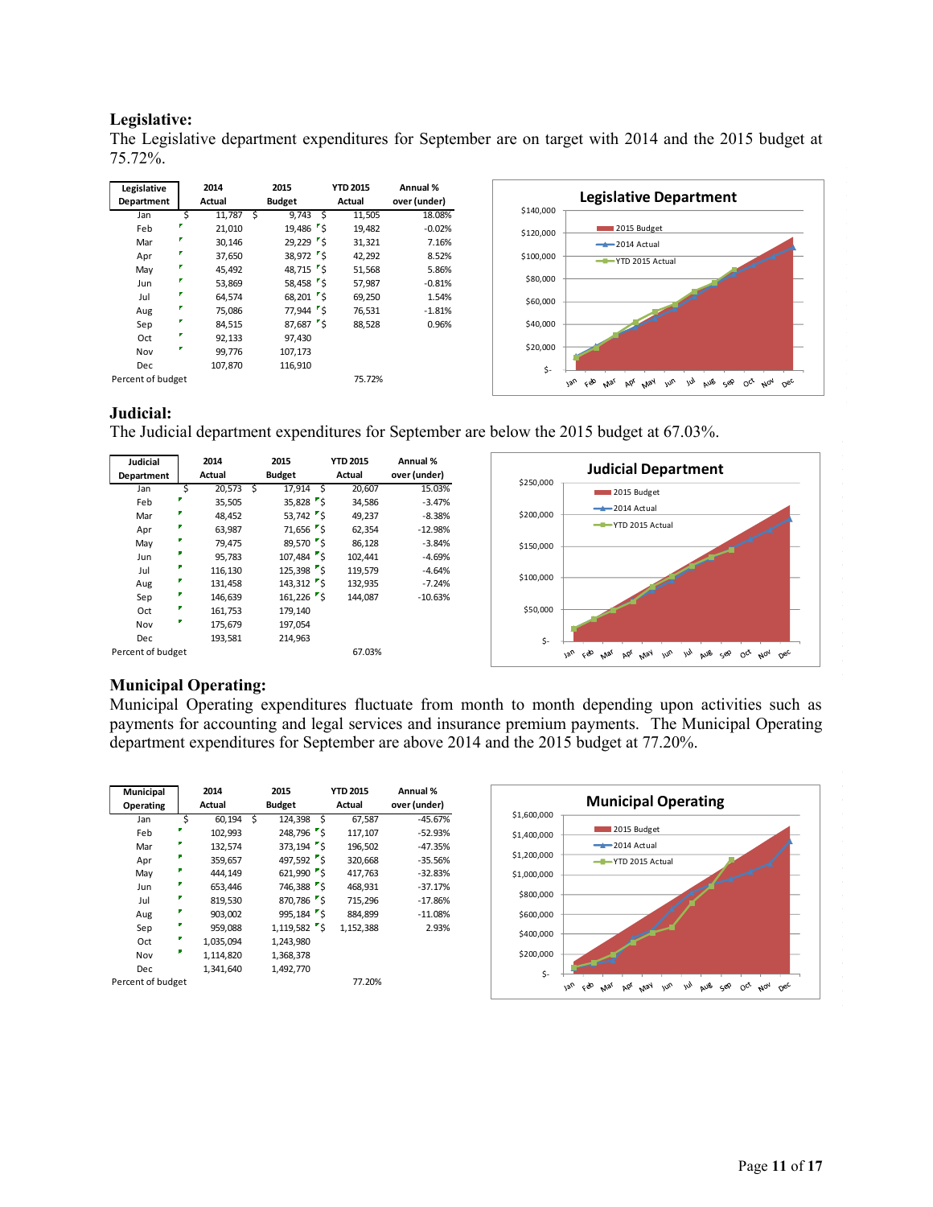## Legislative:

The Legislative department expenditures for September are on target with 2014 and the 2015 budget at 75.72%.

| Legislative Department | 2014 Actual | 2015 Budget | YTD 2015 Actual | Annual % over (under) |
|---|---|---|---|---|
| Jan | $ 11,787 | $ 9,743 | $ 11,505 | 18.08% |
| Feb | 21,010 | 19,486 | $ 19,482 | -0.02% |
| Mar | 30,146 | 29,229 | $ 31,321 | 7.16% |
| Apr | 37,650 | 38,972 | $ 42,292 | 8.52% |
| May | 45,492 | 48,715 | $ 51,568 | 5.86% |
| Jun | 53,869 | 58,458 | $ 57,987 | -0.81% |
| Jul | 64,574 | 68,201 | $ 69,250 | 1.54% |
| Aug | 75,086 | 77,944 | $ 76,531 | -1.81% |
| Sep | 84,515 | 87,687 | $ 88,528 | 0.96% |
| Oct | 92,133 | 97,430 | | |
| Nov | 99,776 | 107,173 | | |
| Dec | 107,870 | 116,910 | | |
| Percent of budget | | | 75.72% | |

## Judicial:

The Judicial department expenditures for September are below the 2015 budget at 67.03%.

| Judicial Department | 2014 Actual | 2015 Budget | YTD 2015 Actual | Annual % over (under) |
|---|---|---|---|---|
| Jan | $ 20,573 | $ 17,914 | $ 20,607 | 15.03% |
| Feb | 35,505 | 35,828 | $ 34,586 | -3.47% |
| Mar | 48,452 | 53,742 | $ 49,237 | -8.38% |
| Apr | 63,987 | 71,656 | $ 62,354 | -12.98% |
| May | 79,475 | 89,570 | $ 86,128 | -3.84% |
| Jun | 95,783 | 107,484 | $ 102,441 | -4.69% |
| Jul | 116,130 | 125,398 | $ 119,579 | -4.64% |
| Aug | 131,458 | 143,312 | $ 132,935 | -7.24% |
| Sep | 146,639 | 161,226 | $ 144,087 | -10.63% |
| Oct | 161,753 | 179,140 | | |
| Nov | 175,679 | 197,054 | | |
| Dec | 193,581 | 214,963 | | |
| Percent of budget | | | 67.03% | |

## Municipal Operating:

Municipal Operating expenditures fluctuate from month to month depending upon activities such as payments for accounting and legal services and insurance premium payments. The Municipal Operating department expenditures for September are above 2014 and the 2015 budget at 77.20%.

| Municipal Operating | 2014 Actual | 2015 Budget | YTD 2015 Actual | Annual % over (under) |
|---|---|---|---|---|
| Jan | $ 60,194 | $ 124,398 | $ 67,587 | -45.67% |
| Feb | 102,993 | 248,796 | $ 117,107 | -52.93% |
| Mar | 132,574 | 373,194 | $ 196,502 | -47.35% |
| Apr | 359,657 | 497,592 | $ 320,668 | -35.56% |
| May | 444,149 | 621,990 | $ 417,763 | -32.83% |
| Jun | 653,446 | 746,388 | $ 468,931 | -37.17% |
| Jul | 819,530 | 870,786 | $ 715,296 | -17.86% |
| Aug | 903,002 | 995,184 | $ 884,899 | -11.08% |
| Sep | 959,088 | 1,119,582 | $ 1,152,388 | 2.93% |
| Oct | 1,035,094 | 1,243,980 | | |
| Nov | 1,114,820 | 1,368,378 | | |
| Dec | 1,341,640 | 1,492,770 | | |
| Percent of budget | | | 77.20% | |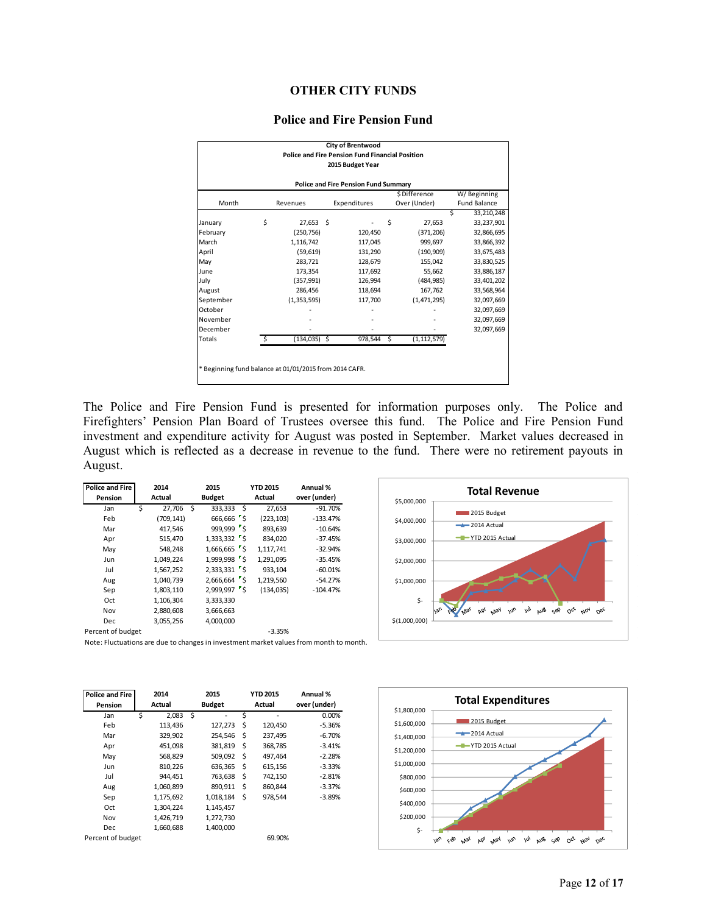# OTHER CITY FUNDS

## Police and Fire Pension Fund

**City of Brentwood**
**Police and Fire Pension Fund Financial Position**
**2015 Budget Year**

**Police and Fire Pension Fund Summary**

| Month | Revenues | Expenditures | $ Difference Over (Under) | W/ Beginning Fund Balance |
|---|---|---|---|---|
| | | | | $ 33,210,248 |
| January | $ 27,653 | $ - | $ 27,653 | 33,237,901 |
| February | (250,756) | 120,450 | (371,206) | 32,866,695 |
| March | 1,116,742 | 117,045 | 999,697 | 33,866,392 |
| April | (59,619) | 131,290 | (190,909) | 33,675,483 |
| May | 283,721 | 128,679 | 155,042 | 33,830,525 |
| June | 173,354 | 117,692 | 55,662 | 33,886,187 |
| July | (357,991) | 126,994 | (484,985) | 33,401,202 |
| August | 286,456 | 118,694 | 167,762 | 33,568,964 |
| September | (1,353,595) | 117,700 | (1,471,295) | 32,097,669 |
| October | - | - | - | 32,097,669 |
| November | - | - | - | 32,097,669 |
| December | - | - | - | 32,097,669 |
| Totals | $ (134,035) | $ 978,544 | $ (1,112,579) | |

\* Beginning fund balance at 01/01/2015 from 2014 CAFR.

The Police and Fire Pension Fund is presented for information purposes only. The Police and Firefighters' Pension Plan Board of Trustees oversee this fund. The Police and Fire Pension Fund investment and expenditure activity for August was posted in September. Market values decreased in August which is reflected as a decrease in revenue to the fund. There were no retirement payouts in August.

| Police and Fire Pension | 2014 Actual | 2015 Budget | YTD 2015 Actual | Annual % over (under) |
|---|---|---|---|---|
| Jan | $ 27,706 | $ 333,333 | $ 27,653 | -91.70% |
| Feb | (709,141) | 666,666 | $ (223,103) | -133.47% |
| Mar | 417,546 | 999,999 | $ 893,639 | -10.64% |
| Apr | 515,470 | 1,333,332 | $ 834,020 | -37.45% |
| May | 548,248 | 1,666,665 | $ 1,117,741 | -32.94% |
| Jun | 1,049,224 | 1,999,998 | $ 1,291,095 | -35.45% |
| Jul | 1,567,252 | 2,333,331 | $ 933,104 | -60.01% |
| Aug | 1,040,739 | 2,666,664 | $ 1,219,560 | -54.27% |
| Sep | 1,803,110 | 2,999,997 | $ (134,035) | -104.47% |
| Oct | 1,106,304 | 3,333,330 | | |
| Nov | 2,880,608 | 3,666,663 | | |
| Dec | 3,055,256 | 4,000,000 | | |
| Percent of budget | | | -3.35% | |

Note: Fluctuations are due to changes in investment market values from month to month.

| Police and Fire Pension | 2014 Actual | 2015 Budget | YTD 2015 Actual | Annual % over (under) |
|---|---|---|---|---|
| Jan | $ 2,083 | $ - | $ - | 0.00% |
| Feb | 113,436 | 127,273 | $ 120,450 | -5.36% |
| Mar | 329,902 | 254,546 | $ 237,495 | -6.70% |
| Apr | 451,098 | 381,819 | $ 368,785 | -3.41% |
| May | 568,829 | 509,092 | $ 497,464 | -2.28% |
| Jun | 810,226 | 636,365 | $ 615,156 | -3.33% |
| Jul | 944,451 | 763,638 | $ 742,150 | -2.81% |
| Aug | 1,060,899 | 890,911 | $ 860,844 | -3.37% |
| Sep | 1,175,692 | 1,018,184 | $ 978,544 | -3.89% |
| Oct | 1,304,224 | 1,145,457 | | |
| Nov | 1,426,719 | 1,272,730 | | |
| Dec | 1,660,688 | 1,400,000 | | |
| Percent of budget | | | 69.90% | |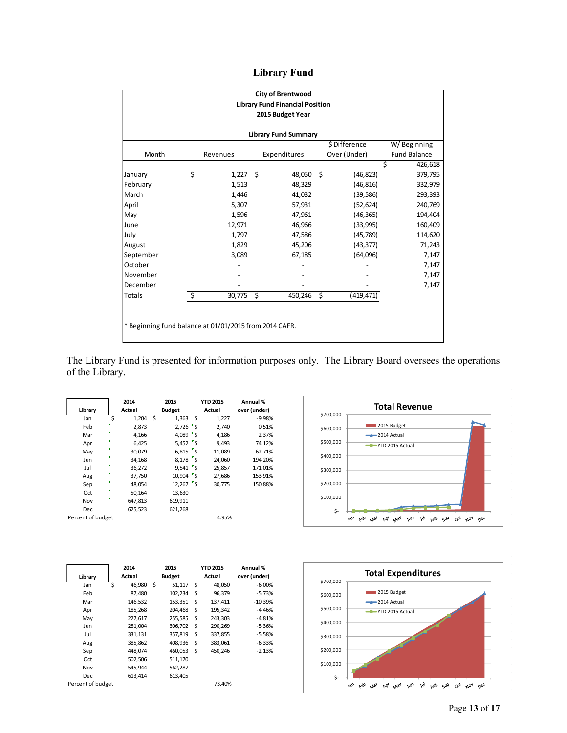# Library Fund

**City of Brentwood**
**Library Fund Financial Position**
**2015 Budget Year**

**Library Fund Summary**

| Month | Revenues | Expenditures | $ Difference Over (Under) | W/ Beginning Fund Balance |
|---|---|---|---|---|
| | | | | $ 426,618 |
| January | $ 1,227 | $ 48,050 | $ (46,823) | 379,795 |
| February | 1,513 | 48,329 | (46,816) | 332,979 |
| March | 1,446 | 41,032 | (39,586) | 293,393 |
| April | 5,307 | 57,931 | (52,624) | 240,769 |
| May | 1,596 | 47,961 | (46,365) | 194,404 |
| June | 12,971 | 46,966 | (33,995) | 160,409 |
| July | 1,797 | 47,586 | (45,789) | 114,620 |
| August | 1,829 | 45,206 | (43,377) | 71,243 |
| September | 3,089 | 67,185 | (64,096) | 7,147 |
| October | - | - | - | 7,147 |
| November | - | - | - | 7,147 |
| December | - | - | - | 7,147 |
| Totals | $ 30,775 | $ 450,246 | $ (419,471) | |

\* Beginning fund balance at 01/01/2015 from 2014 CAFR.

The Library Fund is presented for information purposes only. The Library Board oversees the operations of the Library.

| Library | 2014 Actual | 2015 Budget | YTD 2015 Actual | Annual % over (under) |
|---|---|---|---|---|
| Jan | $ 1,204 | $ 1,363 | $ 1,227 | -9.98% |
| Feb | 2,873 | 2,726 | $ 2,740 | 0.51% |
| Mar | 4,166 | 4,089 | $ 4,186 | 2.37% |
| Apr | 6,425 | 5,452 | $ 9,493 | 74.12% |
| May | 30,079 | 6,815 | $ 11,089 | 62.71% |
| Jun | 34,168 | 8,178 | $ 24,060 | 194.20% |
| Jul | 36,272 | 9,541 | $ 25,857 | 171.01% |
| Aug | 37,750 | 10,904 | $ 27,686 | 153.91% |
| Sep | 48,054 | 12,267 | $ 30,775 | 150.88% |
| Oct | 50,164 | 13,630 | | |
| Nov | 647,813 | 619,911 | | |
| Dec | 625,523 | 621,268 | | |
| Percent of budget | | | 4.95% | |

**Total Revenue**

| Library | 2014 Actual | 2015 Budget | YTD 2015 Actual | Annual % over (under) |
|---|---|---|---|---|
| Jan | $ 46,980 | $ 51,117 | $ 48,050 | -6.00% |
| Feb | 87,480 | 102,234 | $ 96,379 | -5.73% |
| Mar | 146,532 | 153,351 | $ 137,411 | -10.39% |
| Apr | 185,268 | 204,468 | $ 195,342 | -4.46% |
| May | 227,617 | 255,585 | $ 243,303 | -4.81% |
| Jun | 281,004 | 306,702 | $ 290,269 | -5.36% |
| Jul | 331,131 | 357,819 | $ 337,855 | -5.58% |
| Aug | 385,862 | 408,936 | $ 383,061 | -6.33% |
| Sep | 448,074 | 460,053 | $ 450,246 | -2.13% |
| Oct | 502,506 | 511,170 | | |
| Nov | 545,944 | 562,287 | | |
| Dec | 613,414 | 613,405 | | |
| Percent of budget | | | 73.40% | |

**Total Expenditures**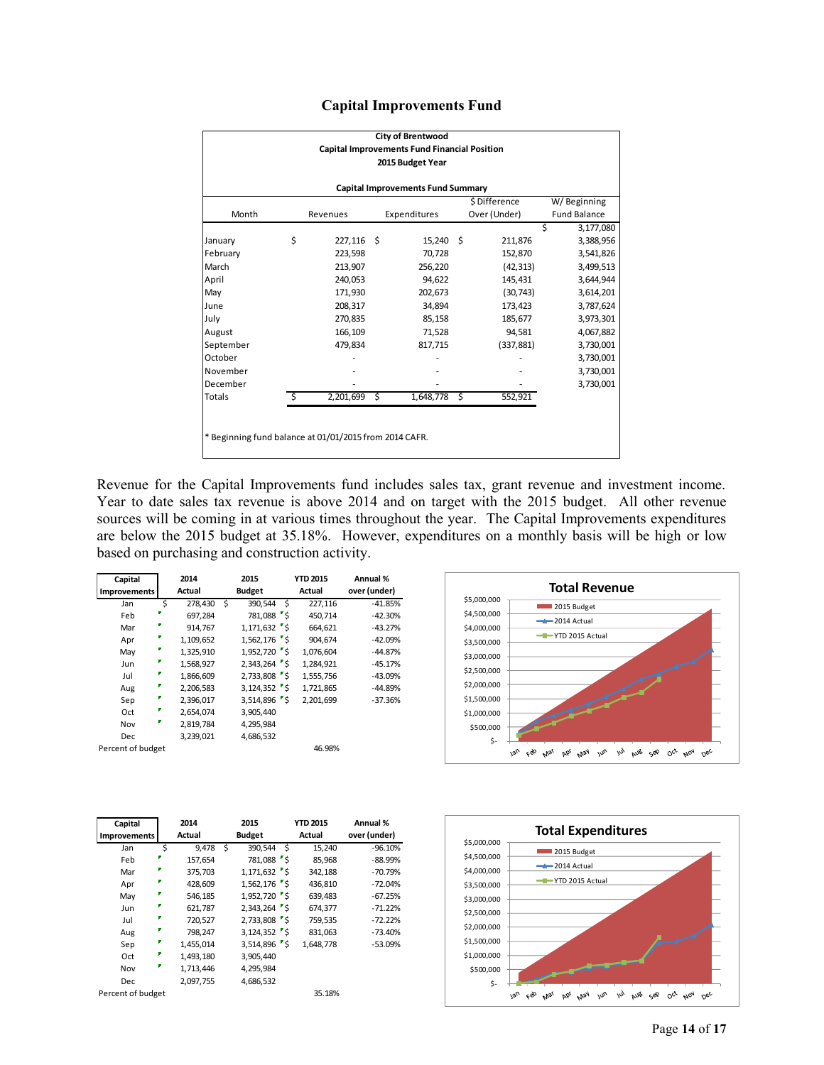## Capital Improvements Fund

**City of Brentwood**
**Capital Improvements Fund Financial Position**
**2015 Budget Year**

**Capital Improvements Fund Summary**

| Month | Revenues | Expenditures | $ Difference Over (Under) | W/ Beginning Fund Balance |
|---|---|---|---|---|
| | | | | $ 3,177,080 |
| January | $ 227,116 | $ 15,240 | $ 211,876 | 3,388,956 |
| February | 223,598 | 70,728 | 152,870 | 3,541,826 |
| March | 213,907 | 256,220 | (42,313) | 3,499,513 |
| April | 240,053 | 94,622 | 145,431 | 3,644,944 |
| May | 171,930 | 202,673 | (30,743) | 3,614,201 |
| June | 208,317 | 34,894 | 173,423 | 3,787,624 |
| July | 270,835 | 85,158 | 185,677 | 3,973,301 |
| August | 166,109 | 71,528 | 94,581 | 4,067,882 |
| September | 479,834 | 817,715 | (337,881) | 3,730,001 |
| October | - | - | - | 3,730,001 |
| November | - | - | - | 3,730,001 |
| December | - | - | - | 3,730,001 |
| Totals | $ 2,201,699 | $ 1,648,778 | $ 552,921 | |

* Beginning fund balance at 01/01/2015 from 2014 CAFR.

Revenue for the Capital Improvements fund includes sales tax, grant revenue and investment income. Year to date sales tax revenue is above 2014 and on target with the 2015 budget. All other revenue sources will be coming in at various times throughout the year. The Capital Improvements expenditures are below the 2015 budget at 35.18%. However, expenditures on a monthly basis will be high or low based on purchasing and construction activity.

| Capital Improvements | 2014 Actual | 2015 Budget | YTD 2015 Actual | Annual % over (under) |
|---|---|---|---|---|
| Jan | $ 278,430 | $ 390,544 | $ 227,116 | -41.85% |
| Feb | 697,284 | 781,088 | $ 450,714 | -42.30% |
| Mar | 914,767 | 1,171,632 | $ 664,621 | -43.27% |
| Apr | 1,109,652 | 1,562,176 | $ 904,674 | -42.09% |
| May | 1,325,910 | 1,952,720 | $ 1,076,604 | -44.87% |
| Jun | 1,568,927 | 2,343,264 | $ 1,284,921 | -45.17% |
| Jul | 1,866,609 | 2,733,808 | $ 1,555,756 | -43.09% |
| Aug | 2,206,583 | 3,124,352 | $ 1,721,865 | -44.89% |
| Sep | 2,396,017 | 3,514,896 | $ 2,201,699 | -37.36% |
| Oct | 2,654,074 | 3,905,440 | | |
| Nov | 2,819,784 | 4,295,984 | | |
| Dec | 3,239,021 | 4,686,532 | | |
| Percent of budget | | | 46.98% | |

**Total Revenue**

| Capital Improvements | 2014 Actual | 2015 Budget | YTD 2015 Actual | Annual % over (under) |
|---|---|---|---|---|
| Jan | $ 9,478 | $ 390,544 | $ 15,240 | -96.10% |
| Feb | 157,654 | 781,088 | $ 85,968 | -88.99% |
| Mar | 375,703 | 1,171,632 | $ 342,188 | -70.79% |
| Apr | 428,609 | 1,562,176 | $ 436,810 | -72.04% |
| May | 546,185 | 1,952,720 | $ 639,483 | -67.25% |
| Jun | 621,787 | 2,343,264 | $ 674,377 | -71.22% |
| Jul | 720,527 | 2,733,808 | $ 759,535 | -72.22% |
| Aug | 798,247 | 3,124,352 | $ 831,063 | -73.40% |
| Sep | 1,455,014 | 3,514,896 | $ 1,648,778 | -53.09% |
| Oct | 1,493,180 | 3,905,440 | | |
| Nov | 1,713,446 | 4,295,984 | | |
| Dec | 2,097,755 | 4,686,532 | | |
| Percent of budget | | | 35.18% | |

**Total Expenditures**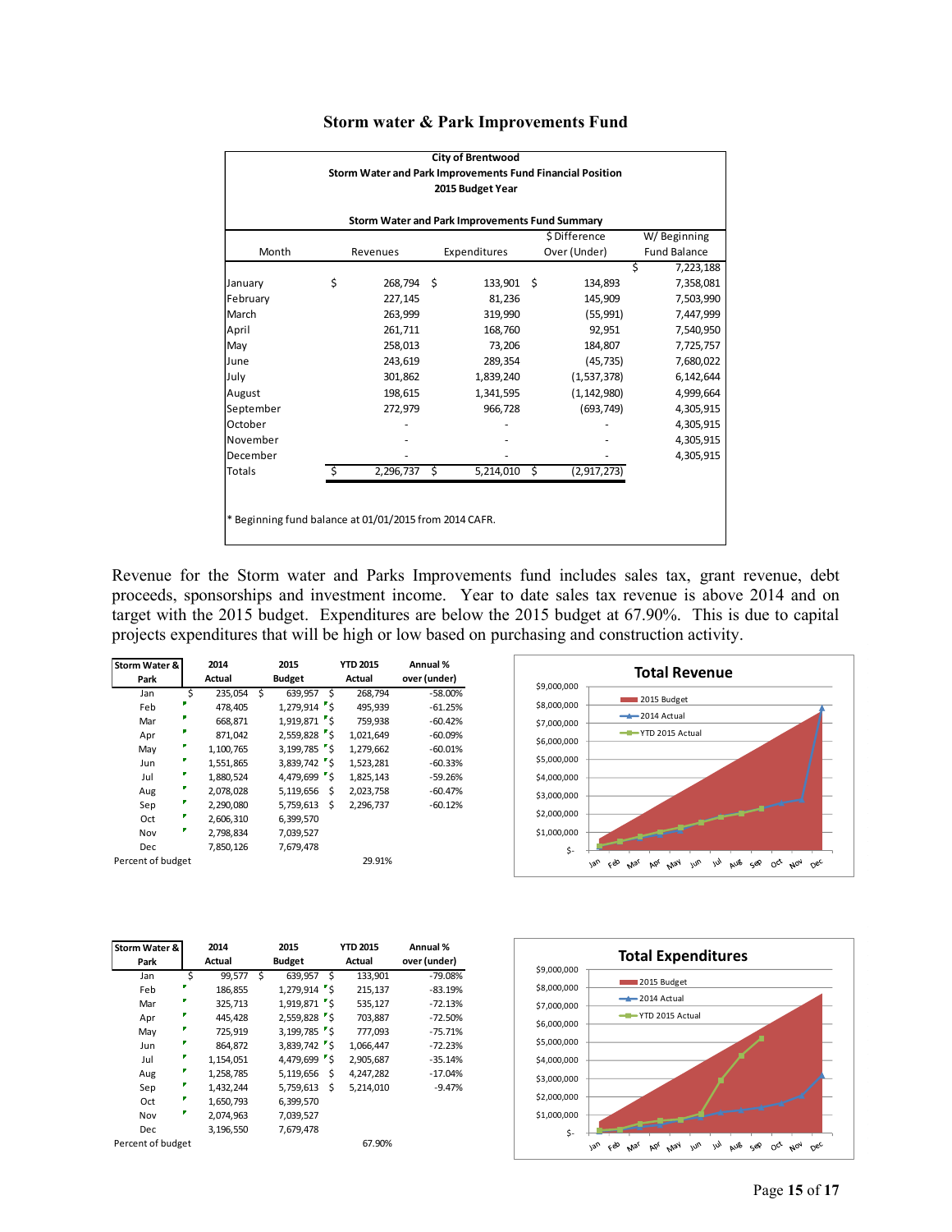# Storm water & Park Improvements Fund

**City of Brentwood**
**Storm Water and Park Improvements Fund Financial Position**
**2015 Budget Year**

**Storm Water and Park Improvements Fund Summary**

| Month | Revenues | Expenditures | $ Difference Over (Under) | W/ Beginning Fund Balance |
|---|---|---|---|---|
| | | | | $ 7,223,188 |
| January | $ 268,794 | $ 133,901 | $ 134,893 | 7,358,081 |
| February | 227,145 | 81,236 | 145,909 | 7,503,990 |
| March | 263,999 | 319,990 | (55,991) | 7,447,999 |
| April | 261,711 | 168,760 | 92,951 | 7,540,950 |
| May | 258,013 | 73,206 | 184,807 | 7,725,757 |
| June | 243,619 | 289,354 | (45,735) | 7,680,022 |
| July | 301,862 | 1,839,240 | (1,537,378) | 6,142,644 |
| August | 198,615 | 1,341,595 | (1,142,980) | 4,999,664 |
| September | 272,979 | 966,728 | (693,749) | 4,305,915 |
| October | - | - | - | 4,305,915 |
| November | - | - | - | 4,305,915 |
| December | - | - | - | 4,305,915 |
| Totals | $ 2,296,737 | $ 5,214,010 | $ (2,917,273) | |

\* Beginning fund balance at 01/01/2015 from 2014 CAFR.

Revenue for the Storm water and Parks Improvements fund includes sales tax, grant revenue, debt proceeds, sponsorships and investment income. Year to date sales tax revenue is above 2014 and on target with the 2015 budget. Expenditures are below the 2015 budget at 67.90%. This is due to capital projects expenditures that will be high or low based on purchasing and construction activity.

| Storm Water & Park | 2014 Actual | 2015 Budget | YTD 2015 Actual | Annual % over (under) |
|---|---|---|---|---|
| Jan | $ 235,054 | $ 639,957 | $ 268,794 | -58.00% |
| Feb | 478,405 | 1,279,914 | $ 495,939 | -61.25% |
| Mar | 668,871 | 1,919,871 | $ 759,938 | -60.42% |
| Apr | 871,042 | 2,559,828 | $ 1,021,649 | -60.09% |
| May | 1,100,765 | 3,199,785 | $ 1,279,662 | -60.01% |
| Jun | 1,551,865 | 3,839,742 | $ 1,523,281 | -60.33% |
| Jul | 1,880,524 | 4,479,699 | $ 1,825,143 | -59.26% |
| Aug | 2,078,028 | 5,119,656 | $ 2,023,758 | -60.47% |
| Sep | 2,290,080 | 5,759,613 | $ 2,296,737 | -60.12% |
| Oct | 2,606,310 | 6,399,570 | | |
| Nov | 2,798,834 | 7,039,527 | | |
| Dec | 7,850,126 | 7,679,478 | | |
| Percent of budget | | | 29.91% | |

**Total Revenue**

| Storm Water & Park | 2014 Actual | 2015 Budget | YTD 2015 Actual | Annual % over (under) |
|---|---|---|---|---|
| Jan | $ 99,577 | $ 639,957 | $ 133,901 | -79.08% |
| Feb | 186,855 | 1,279,914 | $ 215,137 | -83.19% |
| Mar | 325,713 | 1,919,871 | $ 535,127 | -72.13% |
| Apr | 445,428 | 2,559,828 | $ 703,887 | -72.50% |
| May | 725,919 | 3,199,785 | $ 777,093 | -75.71% |
| Jun | 864,872 | 3,839,742 | $ 1,066,447 | -72.23% |
| Jul | 1,154,051 | 4,479,699 | $ 2,905,687 | -35.14% |
| Aug | 1,258,785 | 5,119,656 | $ 4,247,282 | -17.04% |
| Sep | 1,432,244 | 5,759,613 | $ 5,214,010 | -9.47% |
| Oct | 1,650,793 | 6,399,570 | | |
| Nov | 2,074,963 | 7,039,527 | | |
| Dec | 3,196,550 | 7,679,478 | | |
| Percent of budget | | | 67.90% | |

**Total Expenditures**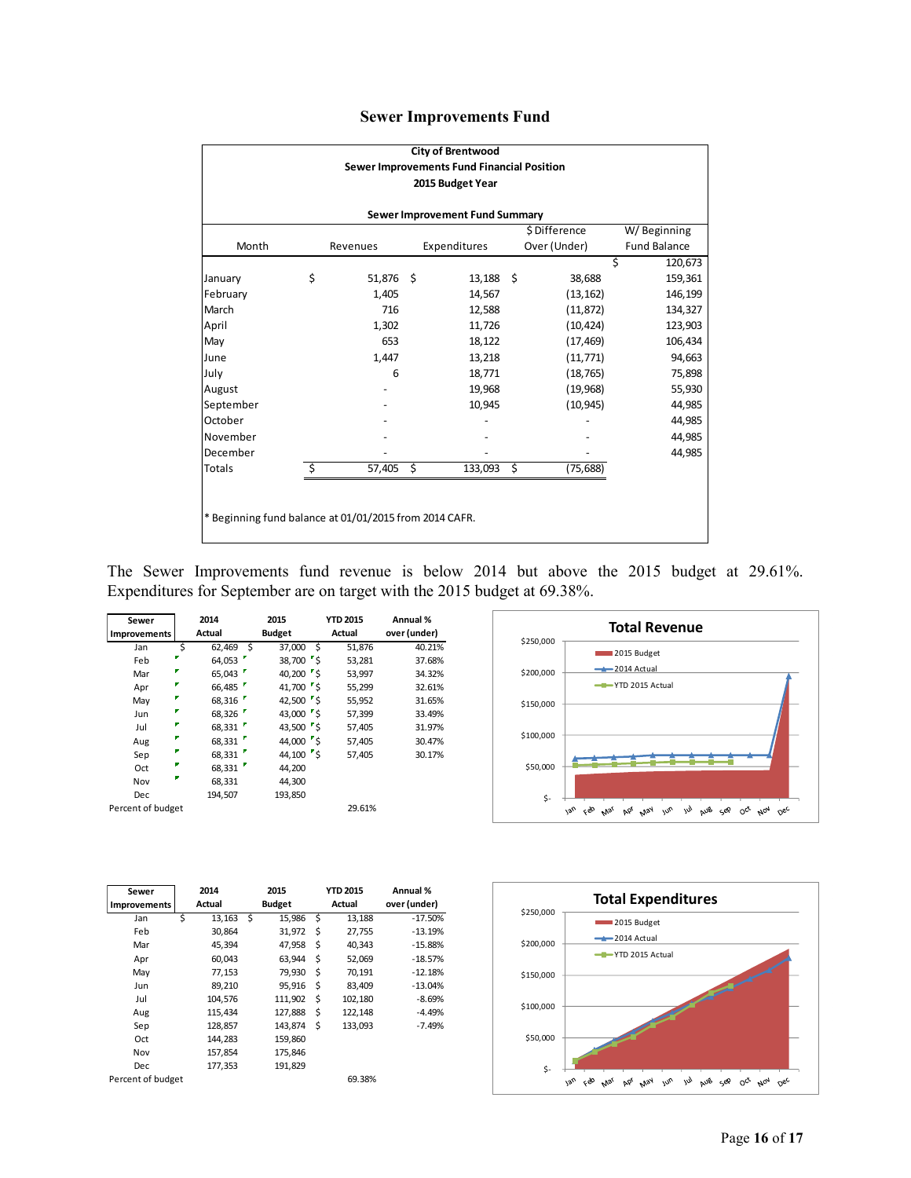# Sewer Improvements Fund

**City of Brentwood**
**Sewer Improvements Fund Financial Position**
**2015 Budget Year**

**Sewer Improvement Fund Summary**

| Month | Revenues | Expenditures | $ Difference Over (Under) | W/ Beginning Fund Balance |
|---|---|---|---|---|
| | | | | $ 120,673 |
| January | $ 51,876 | $ 13,188 | $ 38,688 | 159,361 |
| February | 1,405 | 14,567 | (13,162) | 146,199 |
| March | 716 | 12,588 | (11,872) | 134,327 |
| April | 1,302 | 11,726 | (10,424) | 123,903 |
| May | 653 | 18,122 | (17,469) | 106,434 |
| June | 1,447 | 13,218 | (11,771) | 94,663 |
| July | 6 | 18,771 | (18,765) | 75,898 |
| August | - | 19,968 | (19,968) | 55,930 |
| September | - | 10,945 | (10,945) | 44,985 |
| October | - | - | - | 44,985 |
| November | - | - | - | 44,985 |
| December | - | - | - | 44,985 |
| Totals | $ 57,405 | $ 133,093 | $ (75,688) | |

\* Beginning fund balance at 01/01/2015 from 2014 CAFR.

The Sewer Improvements fund revenue is below 2014 but above the 2015 budget at 29.61%. Expenditures for September are on target with the 2015 budget at 69.38%.

| Sewer Improvements | 2014 Actual | 2015 Budget | YTD 2015 Actual | Annual % over (under) |
|---|---|---|---|---|
| Jan | $ 62,469 | $ 37,000 | $ 51,876 | 40.21% |
| Feb | 64,053 | 38,700 | $ 53,281 | 37.68% |
| Mar | 65,043 | 40,200 | $ 53,997 | 34.32% |
| Apr | 66,485 | 41,700 | $ 55,299 | 32.61% |
| May | 68,316 | 42,500 | $ 55,952 | 31.65% |
| Jun | 68,326 | 43,000 | $ 57,399 | 33.49% |
| Jul | 68,331 | 43,500 | $ 57,405 | 31.97% |
| Aug | 68,331 | 44,000 | $ 57,405 | 30.47% |
| Sep | 68,331 | 44,100 | $ 57,405 | 30.17% |
| Oct | 68,331 | 44,200 | | |
| Nov | 68,331 | 44,300 | | |
| Dec | 194,507 | 193,850 | | |
| Percent of budget | | | 29.61% | |

**Total Revenue**

| Sewer Improvements | 2014 Actual | 2015 Budget | YTD 2015 Actual | Annual % over (under) |
|---|---|---|---|---|
| Jan | $ 13,163 | $ 15,986 | $ 13,188 | -17.50% |
| Feb | 30,864 | 31,972 | $ 27,755 | -13.19% |
| Mar | 45,394 | 47,958 | $ 40,343 | -15.88% |
| Apr | 60,043 | 63,944 | $ 52,069 | -18.57% |
| May | 77,153 | 79,930 | $ 70,191 | -12.18% |
| Jun | 89,210 | 95,916 | $ 83,409 | -13.04% |
| Jul | 104,576 | 111,902 | $ 102,180 | -8.69% |
| Aug | 115,434 | 127,888 | $ 122,148 | -4.49% |
| Sep | 128,857 | 143,874 | $ 133,093 | -7.49% |
| Oct | 144,283 | 159,860 | | |
| Nov | 157,854 | 175,846 | | |
| Dec | 177,353 | 191,829 | | |
| Percent of budget | | | 69.38% | |

**Total Expenditures**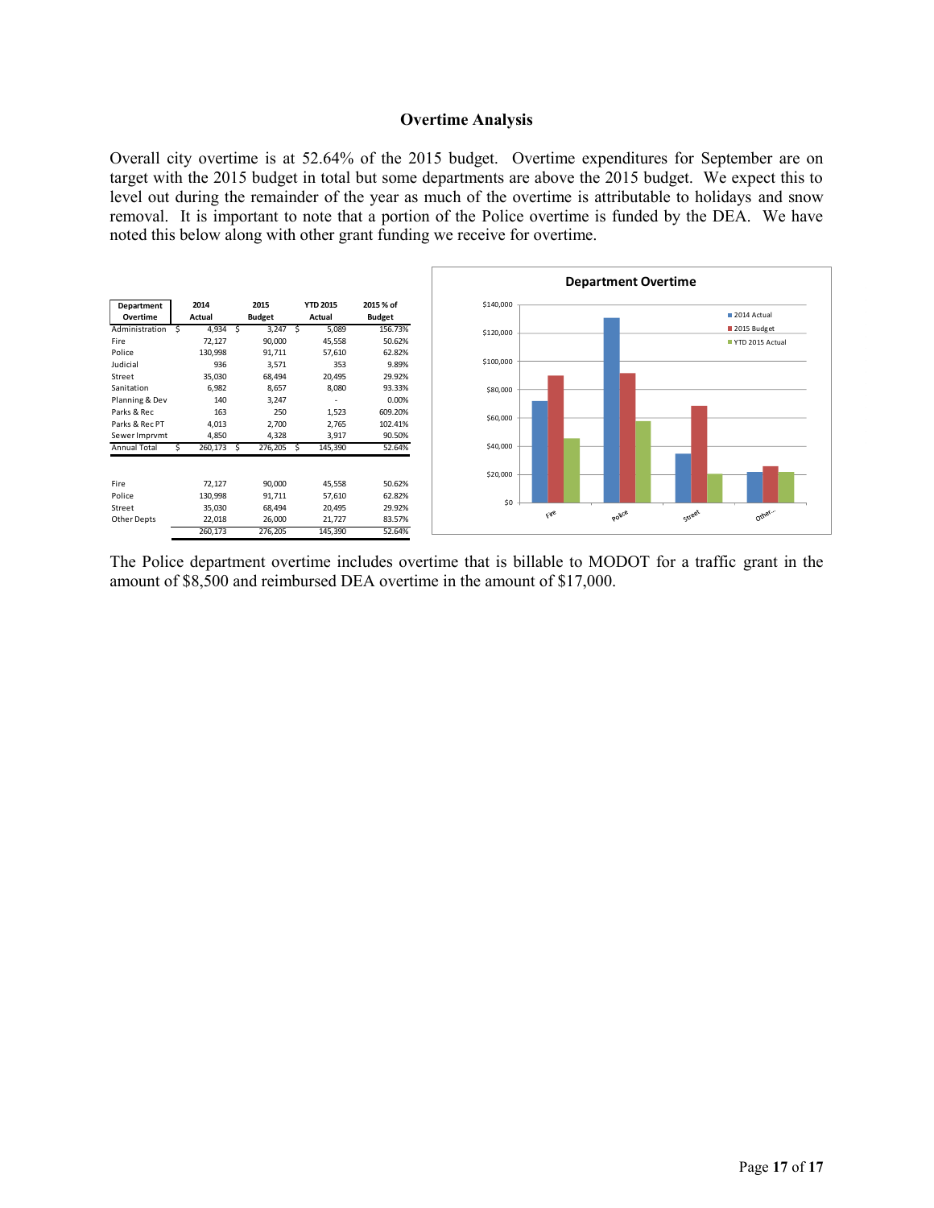## Overtime Analysis

Overall city overtime is at 52.64% of the 2015 budget. Overtime expenditures for September are on target with the 2015 budget in total but some departments are above the 2015 budget. We expect this to level out during the remainder of the year as much of the overtime is attributable to holidays and snow removal. It is important to note that a portion of the Police overtime is funded by the DEA. We have noted this below along with other grant funding we receive for overtime.

| Department Overtime | 2014 Actual | 2015 Budget | YTD 2015 Actual | 2015 % of Budget |
|---|---|---|---|---|
| Administration | $ 4,934 | $ 3,247 | $ 5,089 | 156.73% |
| Fire | 72,127 | 90,000 | 45,558 | 50.62% |
| Police | 130,998 | 91,711 | 57,610 | 62.82% |
| Judicial | 936 | 3,571 | 353 | 9.89% |
| Street | 35,030 | 68,494 | 20,495 | 29.92% |
| Sanitation | 6,982 | 8,657 | 8,080 | 93.33% |
| Planning & Dev | 140 | 3,247 | - | 0.00% |
| Parks & Rec | 163 | 250 | 1,523 | 609.20% |
| Parks & Rec PT | 4,013 | 2,700 | 2,765 | 102.41% |
| Sewer Imprvmt | 4,850 | 4,328 | 3,917 | 90.50% |
| Annual Total | $ 260,173 | $ 276,205 | $ 145,390 | 52.64% |

| | | | | |
|---|---|---|---|---|
| Fire | 72,127 | 90,000 | 45,558 | 50.62% |
| Police | 130,998 | 91,711 | 57,610 | 62.82% |
| Street | 35,030 | 68,494 | 20,495 | 29.92% |
| Other Depts | 22,018 | 26,000 | 21,727 | 83.57% |
| | 260,173 | 276,205 | 145,390 | 52.64% |

Department Overtime

$140,000
$120,000
$100,000
$80,000
$60,000
$40,000
$20,000
$0

Fire
Police
Street
Other...

2014 Actual
2015 Budget
YTD 2015 Actual

The Police department overtime includes overtime that is billable to MODOT for a traffic grant in the amount of $8,500 and reimbursed DEA overtime in the amount of $17,000.